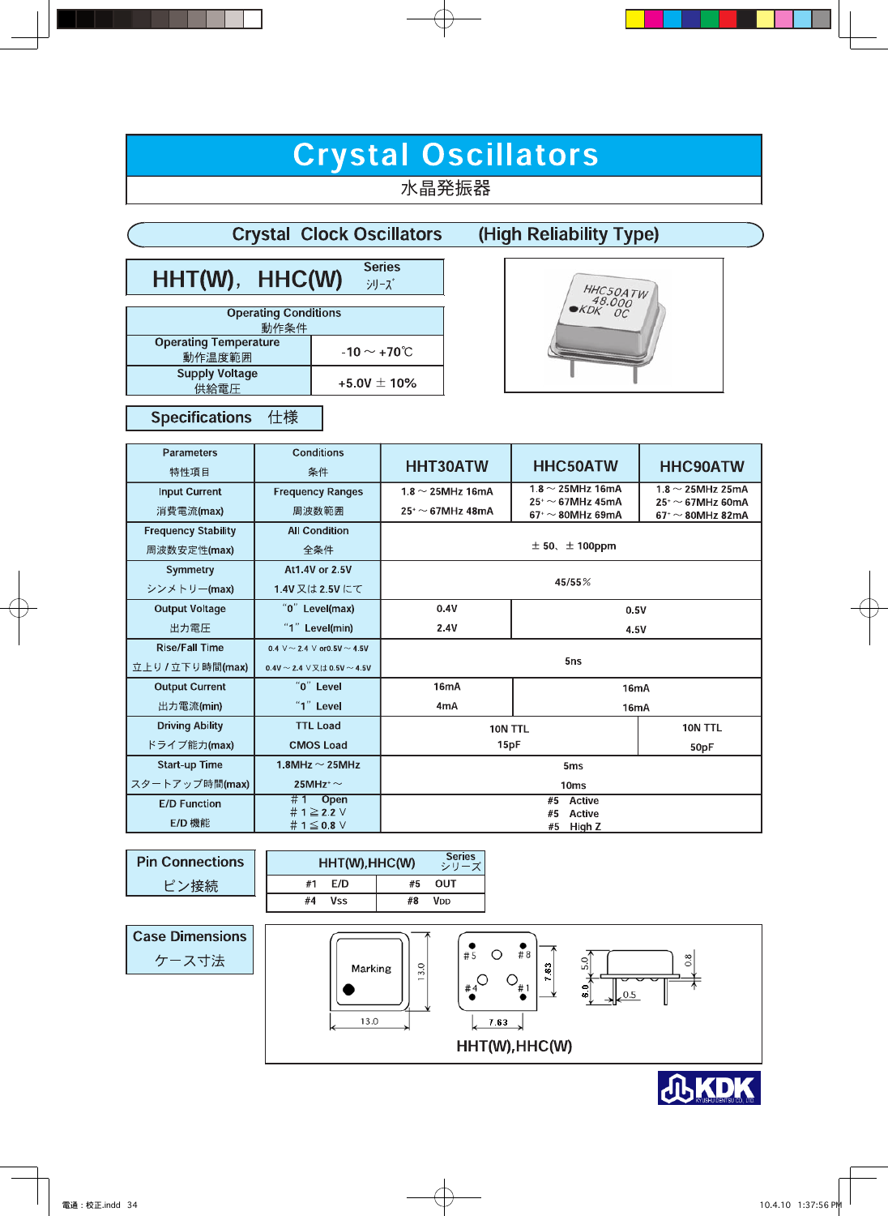# Crystal Oscillators

水晶発振器

## Crystal Clock Oscillators (High Reliability Type)

## HHT(W)，HHC(W) Series シリーズ

| Operating Conditions 動作条件 | |
|---|---|
| Operating Temperature 動作温度範囲 | -10 ～ +70℃ |
| Supply Voltage 供給電圧 | +5.0V ± 10% |

## Specifications 仕様

| Parameters 特性項目 | Conditions 条件 | HHT30ATW | HHC50ATW | HHC90ATW |
|---|---|---|---|---|
| Input Current 消費電流(max) | Frequency Ranges 周波数範囲 | 1.8 ～ 25MHz 16mA<br>25+ ～ 67MHz 48mA | 1.8 ～ 25MHz 16mA<br>25+ ～ 67MHz 45mA<br>67+ ～ 80MHz 69mA | 1.8 ～ 25MHz 25mA<br>25+ ～ 67MHz 60mA<br>67+ ～ 80MHz 82mA |
| Frequency Stability 周波数安定性(max) | All Condition 全条件 | ± 50、± 100ppm | | |
| Symmetry シンメトリー(max) | At1.4V or 2.5V<br>1.4V 又は 2.5V にて | 45/55％ | | |
| Output Voltage 出力電圧 | "0" Level(max)<br>"1" Level(min) | 0.4V<br>2.4V | 0.5V<br>4.5V | |
| Rise/Fall Time 立上り / 立下り時間(max) | 0.4 V ～ 2.4 V or0.5V ～ 4.5V<br>0.4V ～ 2.4 V 又は 0.5V ～ 4.5V | 5ns | | |
| Output Current 出力電流(min) | "0" Level<br>"1" Level | 16mA<br>4mA | 16mA<br>16mA | |
| Driving Ability ドライブ能力(max) | TTL Load<br>CMOS Load | 10N TTL<br>15pF | | 10N TTL<br>50pF |
| Start-up Time スタートアップ時間(max) | 1.8MHz ～ 25MHz<br>25MHz+ ～ | 5ms<br>10ms | | |
| E/D Function E/D 機能 | ＃1 Open<br>＃1 ≧ 2.2 V<br>＃1 ≦ 0.8 V | #5 Active<br>#5 Active<br>#5 High Z | | |

## Pin Connections ピン接続

| HHT(W),HHC(W) Series シリーズ | |
|---|---|
| #1 E/D | #5 OUT |
| #4 Vss | #8 VDD |

## Case Dimensions ケース寸法

HHT(W),HHC(W)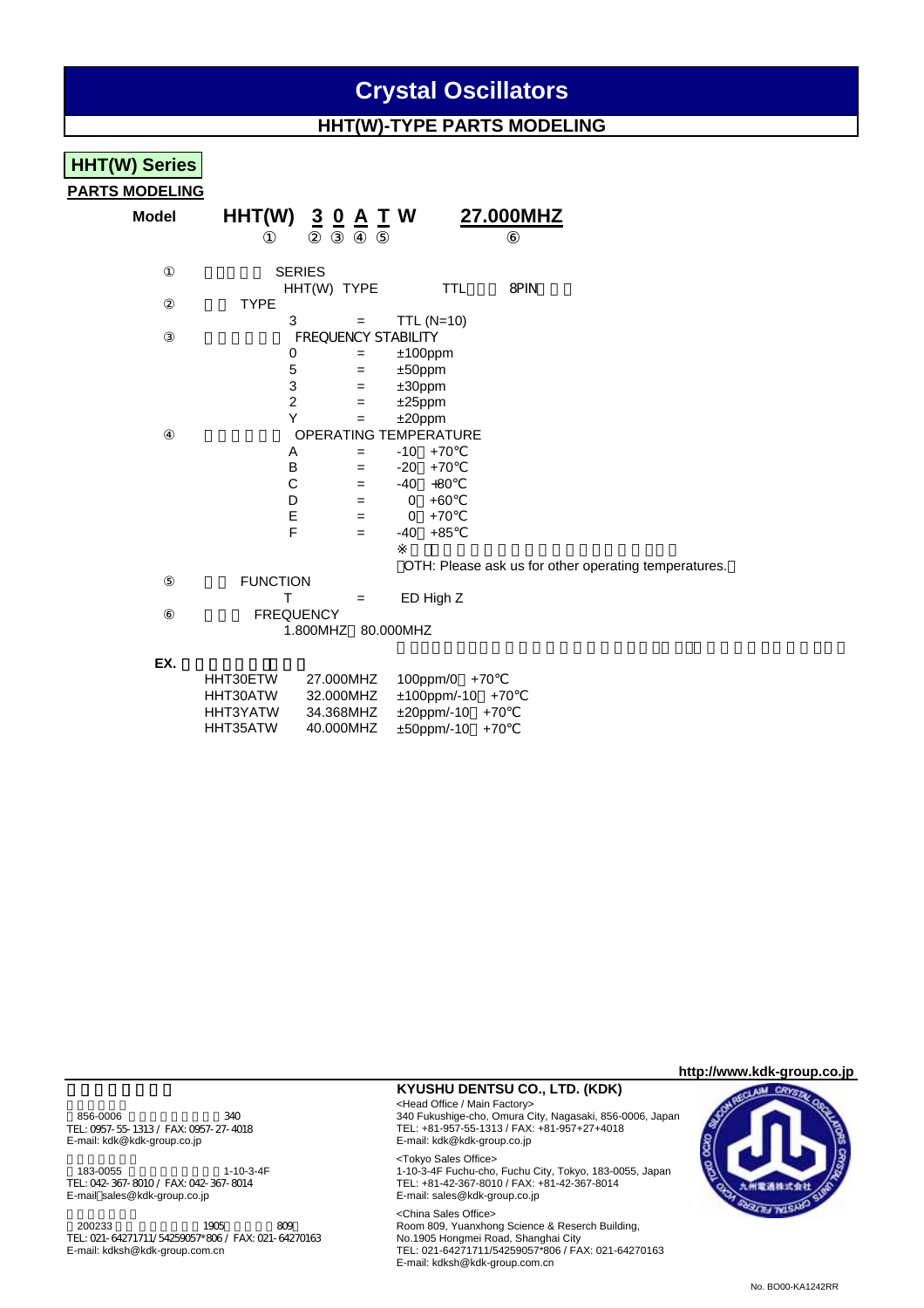# Crystal Oscillators

## HHT(W)-TYPE PARTS MODELING

### HHT(W) Series

**PARTS MODELING**

**Model** **HHT(W) 3 0 A T W 27.000MHZ**
① ② ③ ④ ⑤ ⑥

① SERIES
HHT(W) TYPE TTL 8PIN

② TYPE
3 = TTL (N=10)

③ FREQUENCY STABILITY
0 = ±100ppm
5 = ±50ppm
3 = ±30ppm
2 = ±25ppm
Y = ±20ppm

④ OPERATING TEMPERATURE
A = -10 +70℃
B = -20 +70℃
C = -40 +80℃
D = 0 +60℃
E = 0 +70℃
F = -40 +85℃
※
OTH: Please ask us for other operating temperatures.

⑤ FUNCTION
T = ED High Z

⑥ FREQUENCY
1.800MHZ 80.000MHZ

**EX.**

| | | |
|---|---|---|
| HHT30ETW | 27.000MHZ | 100ppm/0 +70℃ |
| HHT30ATW | 32.000MHZ | ±100ppm/-10 +70℃ |
| HHT3YATW | 34.368MHZ | ±20ppm/-10 +70℃ |
| HHT35ATW | 40.000MHZ | ±50ppm/-10 +70℃ |

http://www.kdk-group.co.jp

856-0006 340
TEL: 0957-55-1313 / FAX: 0957-27-4018
E-mail: kdk@kdk-group.co.jp

183-0055 1-10-3-4F
TEL: 042-367-8010 / FAX: 042-367-8014
E-mail sales@kdk-group.co.jp

200233 1905 809
TEL: 021-64271711/54259057*806 / FAX: 021-64270163
E-mail: kdksh@kdk-group.com.cn

**KYUSHU DENTSU CO., LTD. (KDK)**

<Head Office / Main Factory>
340 Fukushige-cho, Omura City, Nagasaki, 856-0006, Japan
TEL: +81-957-55-1313 / FAX: +81-957+27+4018
E-mail: kdk@kdk-group.co.jp

<Tokyo Sales Office>
1-10-3-4F Fuchu-cho, Fuchu City, Tokyo, 183-0055, Japan
TEL: +81-42-367-8010 / FAX: +81-42-367-8014
E-mail: sales@kdk-group.co.jp

<China Sales Office>
Room 809, Yuanxhong Science & Reserch Building,
No.1905 Hongmei Road, Shanghai City
TEL: 021-64271711/54259057*806 / FAX: 021-64270163
E-mail: kdksh@kdk-group.com.cn

No. BO00-KA1242RR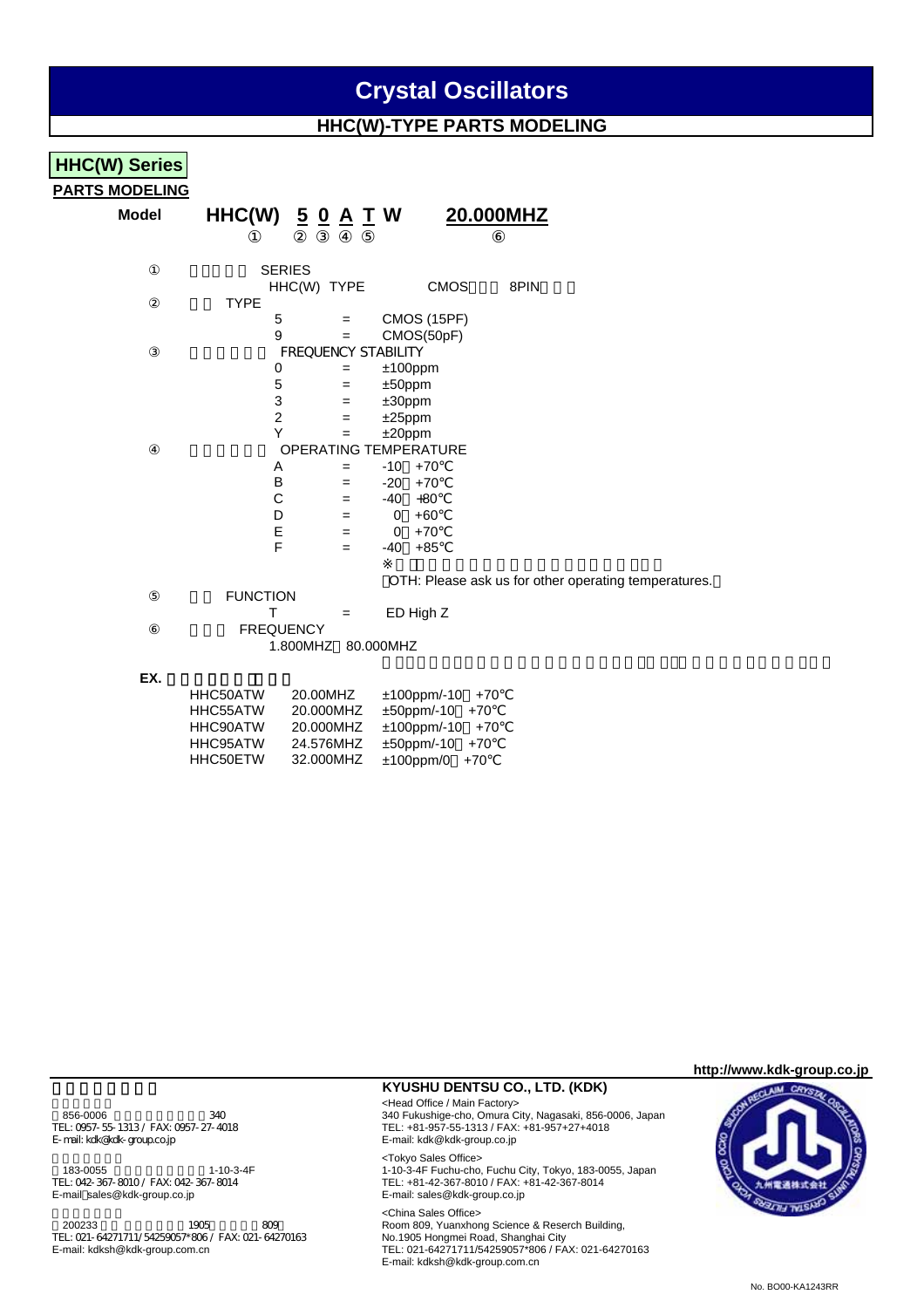# Crystal Oscillators

## HHC(W)-TYPE PARTS MODELING

### HHC(W) Series

**PARTS MODELING**

**Model** **HHC(W) 5 0 A T W 20.000MHZ**

① ② ③ ④ ⑤ ⑥

① SERIES
HHC(W) TYPE CMOS 8PIN

② TYPE

| | | |
|---|---|---|
| 5 | = | CMOS (15PF) |
| 9 | = | CMOS(50pF) |

③ FREQUENCY STABILITY

| | | |
|---|---|---|
| 0 | = | ±100ppm |
| 5 | = | ±50ppm |
| 3 | = | ±30ppm |
| 2 | = | ±25ppm |
| Y | = | ±20ppm |

④ OPERATING TEMPERATURE

| | | |
|---|---|---|
| A | = | -10 +70℃ |
| B | = | -20 +70℃ |
| C | = | -40 +80℃ |
| D | = | 0 +60℃ |
| E | = | 0 +70℃ |
| F | = | -40 +85℃ |

※
OTH: Please ask us for other operating temperatures.

⑤ FUNCTION

| | | |
|---|---|---|
| T | = | ED High Z |

⑥ FREQUENCY
1.800MHZ 80.000MHZ

**EX.**

| | | |
|---|---|---|
| HHC50ATW | 20.00MHZ | ±100ppm/-10 +70℃ |
| HHC55ATW | 20.000MHZ | ±50ppm/-10 +70℃ |
| HHC90ATW | 20.000MHZ | ±100ppm/-10 +70℃ |
| HHC95ATW | 24.576MHZ | ±50ppm/-10 +70℃ |
| HHC50ETW | 32.000MHZ | ±100ppm/0 +70℃ |

856-0006 340
TEL: 0957-55-1313 / FAX: 0957-27-4018
E-mail: kdk@kdk-group.co.jp

183-0055 1-10-3-4F
TEL: 042-367-8010 / FAX: 042-367-8014
E-mail sales@kdk-group.co.jp

200233 1905 809
TEL: 021-64271711/54259057*806 / FAX: 021-64270163
E-mail: kdksh@kdk-group.com.cn

http://www.kdk-group.co.jp

**KYUSHU DENTSU CO., LTD. (KDK)**

<Head Office / Main Factory>
340 Fukushige-cho, Omura City, Nagasaki, 856-0006, Japan
TEL: +81-957-55-1313 / FAX: +81-957+27+4018
E-mail: kdk@kdk-group.co.jp

<Tokyo Sales Office>
1-10-3-4F Fuchu-cho, Fuchu City, Tokyo, 183-0055, Japan
TEL: +81-42-367-8010 / FAX: +81-42-367-8014
E-mail: sales@kdk-group.co.jp

<China Sales Office>
Room 809, Yuanxhong Science & Reserch Building,
No.1905 Hongmei Road, Shanghai City
TEL: 021-64271711/54259057*806 / FAX: 021-64270163
E-mail: kdksh@kdk-group.com.cn

No. BO00-KA1243RR